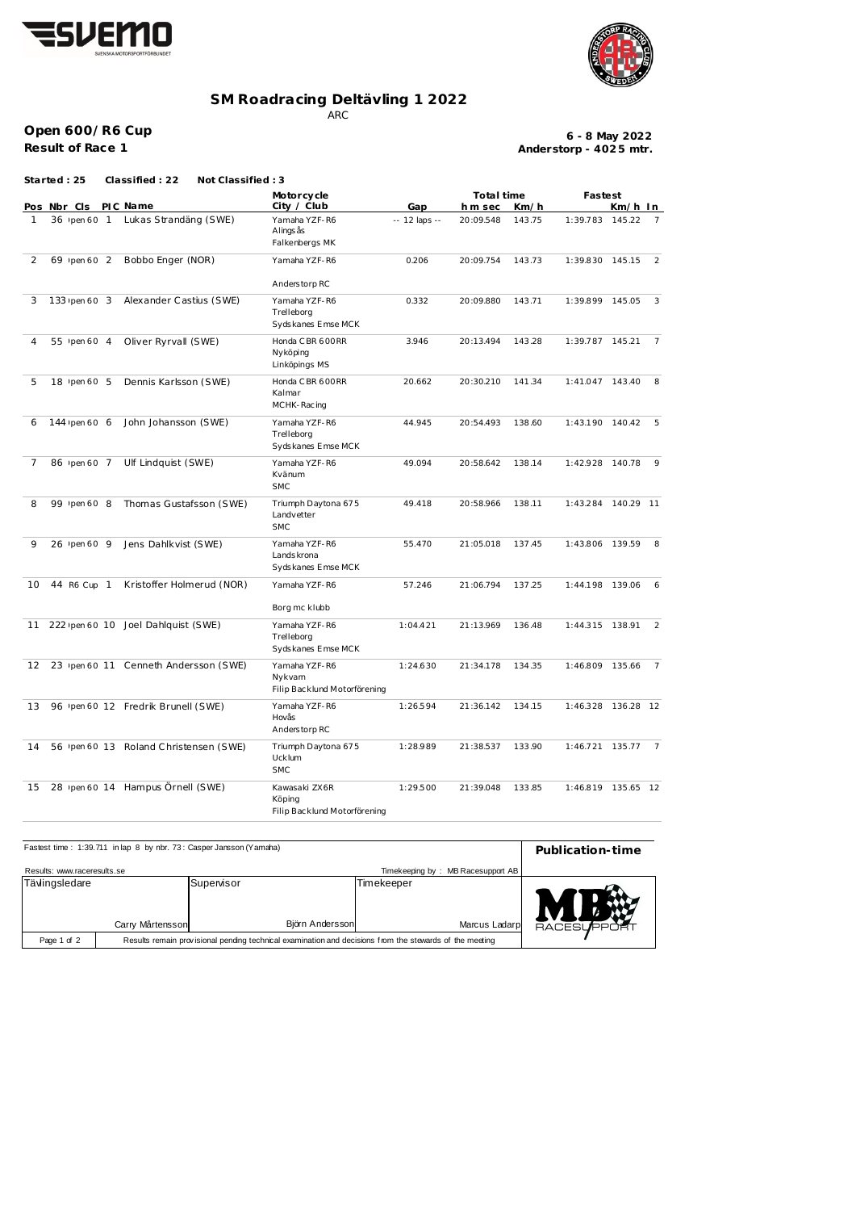# SM Roadracing Deltävling 1 2022

ARC

**Open 600/R6 Cup**

**Result of Race 1**

**6 - 8 May 2022**
**Anderstorp - 4025 mtr.**

**Started : 25 Classified : 22 Not Classified : 3**

| Pos | Nbr | Cls | PIC | Name | Motorcycle City / Club | Gap | Total time h m sec | Km/h | Fastest | Km/h | In |
|---|---|---|---|---|---|---|---|---|---|---|---|
| 1 | 36 | Open 60 | 1 | Lukas Strandäng (SWE) | Yamaha YZF-R6 Alingsås Falkenbergs MK | -- 12 laps -- | 20:09.548 | 143.75 | 1:39.783 | 145.22 | 7 |
| 2 | 69 | Open 60 | 2 | Bobbo Enger (NOR) | Yamaha YZF-R6 Anderstorp RC | 0.206 | 20:09.754 | 143.73 | 1:39.830 | 145.15 | 2 |
| 3 | 133 | Open 60 | 3 | Alexander Castius (SWE) | Yamaha YZF-R6 Trelleborg Sydskanes Emse MCK | 0.332 | 20:09.880 | 143.71 | 1:39.899 | 145.05 | 3 |
| 4 | 55 | Open 60 | 4 | Oliver Ryrvall (SWE) | Honda CBR 600RR Nyköping Linköpings MS | 3.946 | 20:13.494 | 143.28 | 1:39.787 | 145.21 | 7 |
| 5 | 18 | Open 60 | 5 | Dennis Karlsson (SWE) | Honda CBR 600RR Kalmar MCHK-Racing | 20.662 | 20:30.210 | 141.34 | 1:41.047 | 143.40 | 8 |
| 6 | 144 | Open 60 | 6 | John Johansson (SWE) | Yamaha YZF-R6 Trelleborg Sydskanes Emse MCK | 44.945 | 20:54.493 | 138.60 | 1:43.190 | 140.42 | 5 |
| 7 | 86 | Open 60 | 7 | Ulf Lindquist (SWE) | Yamaha YZF-R6 Kvänum SMC | 49.094 | 20:58.642 | 138.14 | 1:42.928 | 140.78 | 9 |
| 8 | 99 | Open 60 | 8 | Thomas Gustafsson (SWE) | Triumph Daytona 675 Landvetter SMC | 49.418 | 20:58.966 | 138.11 | 1:43.284 | 140.29 | 11 |
| 9 | 26 | Open 60 | 9 | Jens Dahlkvist (SWE) | Yamaha YZF-R6 Landskrona Sydskanes Emse MCK | 55.470 | 21:05.018 | 137.45 | 1:43.806 | 139.59 | 8 |
| 10 | 44 | R6 Cup | 1 | Kristoffer Holmerud (NOR) | Yamaha YZF-R6 Borg mc klubb | 57.246 | 21:06.794 | 137.25 | 1:44.198 | 139.06 | 6 |
| 11 | 222 | Open 60 | 10 | Joel Dahlquist (SWE) | Yamaha YZF-R6 Trelleborg Sydskanes Emse MCK | 1:04.421 | 21:13.969 | 136.48 | 1:44.315 | 138.91 | 2 |
| 12 | 23 | Open 60 | 11 | Cenneth Andersson (SWE) | Yamaha YZF-R6 Nykvarn Filip Backlund Motorförening | 1:24.630 | 21:34.178 | 134.35 | 1:46.809 | 135.66 | 7 |
| 13 | 96 | Open 60 | 12 | Fredrik Brunell (SWE) | Yamaha YZF-R6 Hovås Anderstorp RC | 1:26.594 | 21:36.142 | 134.15 | 1:46.328 | 136.28 | 12 |
| 14 | 56 | Open 60 | 13 | Roland Christensen (SWE) | Triumph Daytona 675 Ucklum SMC | 1:28.989 | 21:38.537 | 133.90 | 1:46.721 | 135.77 | 7 |
| 15 | 28 | Open 60 | 14 | Hampus Örnell (SWE) | Kawasaki ZX6R Köping Filip Backlund Motorförening | 1:29.500 | 21:39.048 | 133.85 | 1:46.819 | 135.65 | 12 |

Fastest time : 1:39.711 in lap 8 by nbr. 73 : Casper Jansson (Yamaha)

**Publication-time**

Results: www.raceresults.se

Timekeeping by : MB Racesupport AB

| Tävlingsledare | Supervisor | Timekeeper |
|---|---|---|
| Carry Mårtensson | Björn Andersson | Marcus Ladarp |

Results remain provisional pending technical examination and decisions from the stewards of the meeting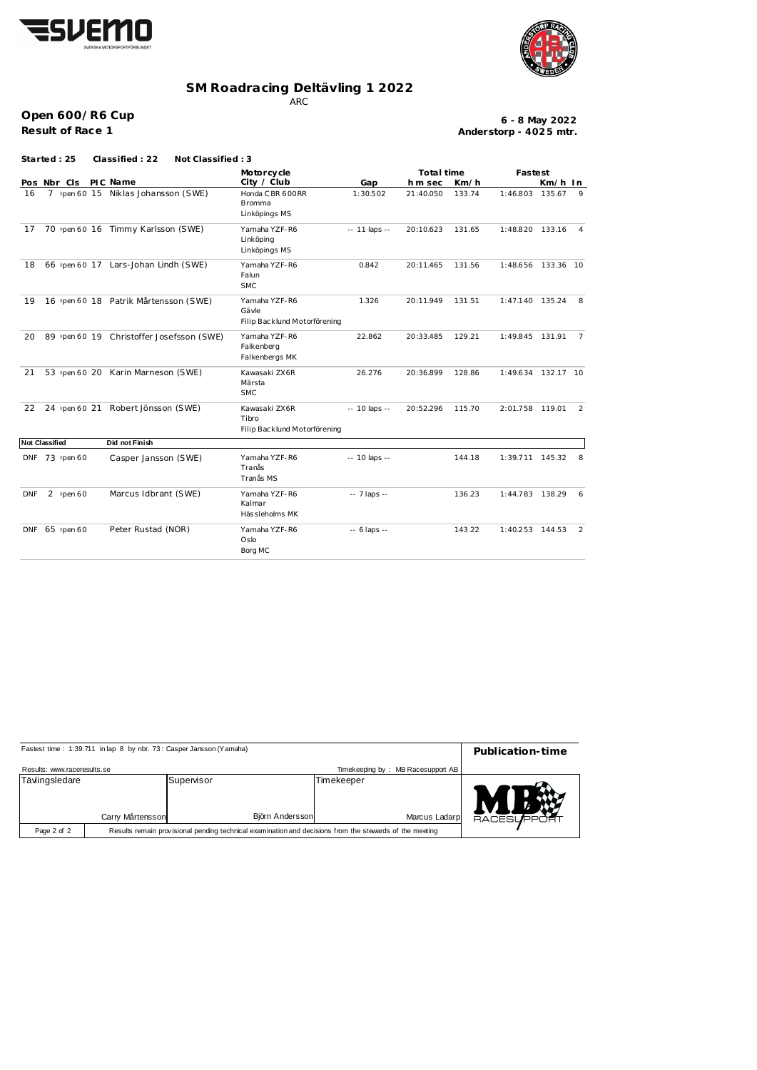# SM Roadracing Deltävling 1 2022

ARC

**Open 600/R6 Cup**

**Result of Race 1**

**6 - 8 May 2022**
**Anderstorp - 4025 mtr.**

**Started : 25 Classified : 22 Not Classified : 3**

| Pos | Nbr | Cls | PIC | Name | Motorcycle City / Club | Gap | Total time h m sec | Km/h | Fastest | Km/h | In |
|---|---|---|---|---|---|---|---|---|---|---|---|
| 16 | 7 | Open 60 | 15 | Niklas Johansson (SWE) | Honda CBR 600RR Bromma Linköpings MS | 1:30.502 | 21:40.050 | 133.74 | 1:46.803 | 135.67 | 9 |
| 17 | 70 | Open 60 | 16 | Timmy Karlsson (SWE) | Yamaha YZF-R6 Linköping Linköpings MS | -- 11 laps -- | 20:10.623 | 131.65 | 1:48.820 | 133.16 | 4 |
| 18 | 66 | Open 60 | 17 | Lars-Johan Lindh (SWE) | Yamaha YZF-R6 Falun SMC | 0.842 | 20:11.465 | 131.56 | 1:48.656 | 133.36 | 10 |
| 19 | 16 | Open 60 | 18 | Patrik Mårtensson (SWE) | Yamaha YZF-R6 Gävle Filip Backlund Motorförening | 1.326 | 20:11.949 | 131.51 | 1:47.140 | 135.24 | 8 |
| 20 | 89 | Open 60 | 19 | Christoffer Josefsson (SWE) | Yamaha YZF-R6 Falkenberg Falkenbergs MK | 22.862 | 20:33.485 | 129.21 | 1:49.845 | 131.91 | 7 |
| 21 | 53 | Open 60 | 20 | Karin Marneson (SWE) | Kawasaki ZX6R Märsta SMC | 26.276 | 20:36.899 | 128.86 | 1:49.634 | 132.17 | 10 |
| 22 | 24 | Open 60 | 21 | Robert Jönsson (SWE) | Kawasaki ZX6R Tibro Filip Backlund Motorförening | -- 10 laps -- | 20:52.296 | 115.70 | 2:01.758 | 119.01 | 2 |
| **Not Classified** | | | | **Did not Finish** | | | | | | | |
| DNF | 73 | Open 60 | | Casper Jansson (SWE) | Yamaha YZF-R6 Tranås Tranås MS | -- 10 laps -- | | 144.18 | 1:39.711 | 145.32 | 8 |
| DNF | 2 | Open 60 | | Marcus Idbrant (SWE) | Yamaha YZF-R6 Kalmar Hässleholms MK | -- 7 laps -- | | 136.23 | 1:44.783 | 138.29 | 6 |
| DNF | 65 | Open 60 | | Peter Rustad (NOR) | Yamaha YZF-R6 Oslo Borg MC | -- 6 laps -- | | 143.22 | 1:40.253 | 144.53 | 2 |

Fastest time : 1:39.711 in lap 8 by nbr. 73 : Casper Jansson (Yamaha)

**Publication-time**

Results: www.raceresults.se

Timekeeping by : MB Racesupport AB

| Tävlingsledare | Supervisor | Timekeeper |
|---|---|---|
| Carry Mårtensson | Björn Andersson | Marcus Ladarp |

Results remain provisional pending technical examination and decisions from the stewards of the meeting